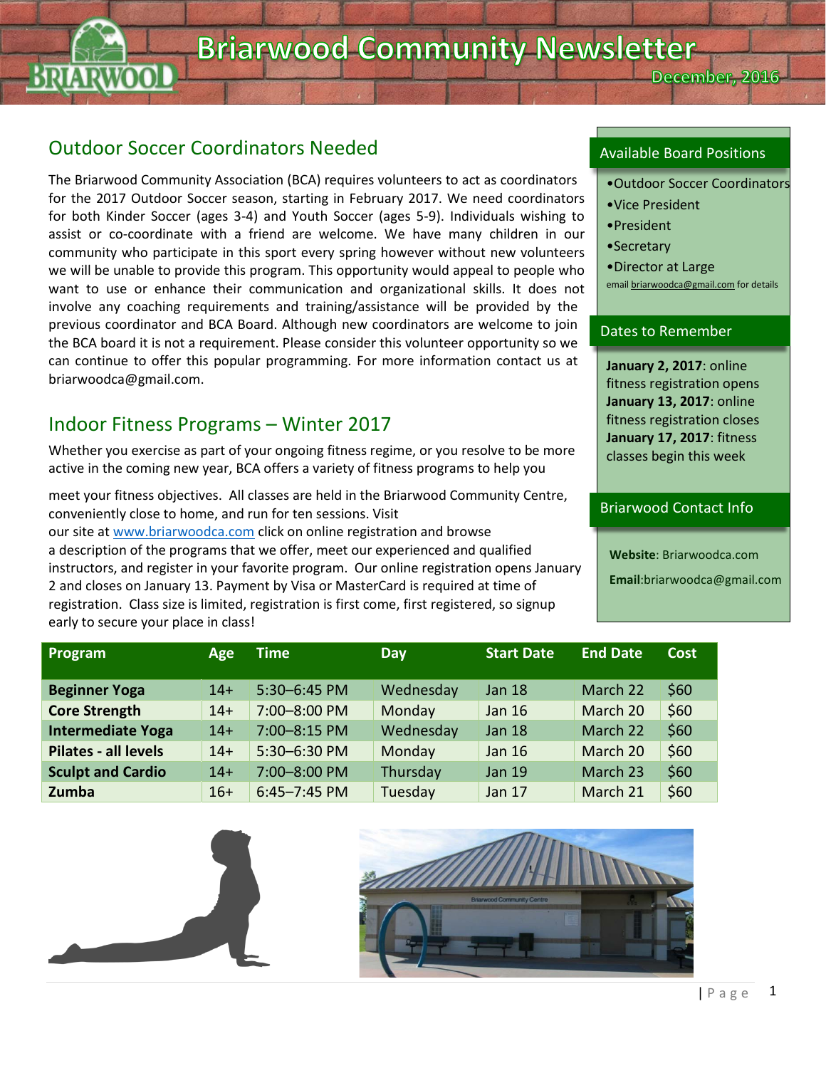# Briarwood Community Newsletter

December, 2016

## Outdoor Soccer Coordinators Needed

The Briarwood Community Association (BCA) requires volunteers to act as coordinators for the 2017 Outdoor Soccer season, starting in February 2017. We need coordinators for both Kinder Soccer (ages 3-4) and Youth Soccer (ages 5-9). Individuals wishing to assist or co-coordinate with a friend are welcome. We have many children in our community who participate in this sport every spring however without new volunteers we will be unable to provide this program. This opportunity would appeal to people who want to use or enhance their communication and organizational skills. It does not involve any coaching requirements and training/assistance will be provided by the previous coordinator and BCA Board. Although new coordinators are welcome to join the BCA board it is not a requirement. Please consider this volunteer opportunity so we can continue to offer this popular programming. For more information contact us at briarwoodca@gmail.com.

## Indoor Fitness Programs – Winter 2017

Whether you exercise as part of your ongoing fitness regime, or you resolve to be more active in the coming new year, BCA offers a variety of fitness programs to help you meet your fitness objectives. All classes are held in the Briarwood Community Centre, conveniently close to home, and run for ten sessions. Visit our site at www.briarwoodca.com click on online registration and browse a description of the programs that we offer, meet our experienced and qualified instructors, and register in your favorite program. Our online registration opens January 2 and closes on January 13. Payment by Visa or MasterCard is required at time of registration. Class size is limited, registration is first come, first registered, so signup early to secure your place in class!

| Program | Age | Time | Day | Start Date | End Date | Cost |
|---|---|---|---|---|---|---|
| **Beginner Yoga** | 14+ | 5:30–6:45 PM | Wednesday | Jan 18 | March 22 | $60 |
| **Core Strength** | 14+ | 7:00–8:00 PM | Monday | Jan 16 | March 20 | $60 |
| **Intermediate Yoga** | 14+ | 7:00–8:15 PM | Wednesday | Jan 18 | March 22 | $60 |
| **Pilates - all levels** | 14+ | 5:30–6:30 PM | Monday | Jan 16 | March 20 | $60 |
| **Sculpt and Cardio** | 14+ | 7:00–8:00 PM | Thursday | Jan 19 | March 23 | $60 |
| **Zumba** | 16+ | 6:45–7:45 PM | Tuesday | Jan 17 | March 21 | $60 |

### Available Board Positions

- Outdoor Soccer Coordinators
- Vice President
- President
- Secretary
- Director at Large

email briarwoodca@gmail.com for details

### Dates to Remember

**January 2, 2017**: online fitness registration opens
**January 13, 2017**: online fitness registration closes
**January 17, 2017**: fitness classes begin this week

### Briarwood Contact Info

**Website**: Briarwoodca.com

**Email**:briarwoodca@gmail.com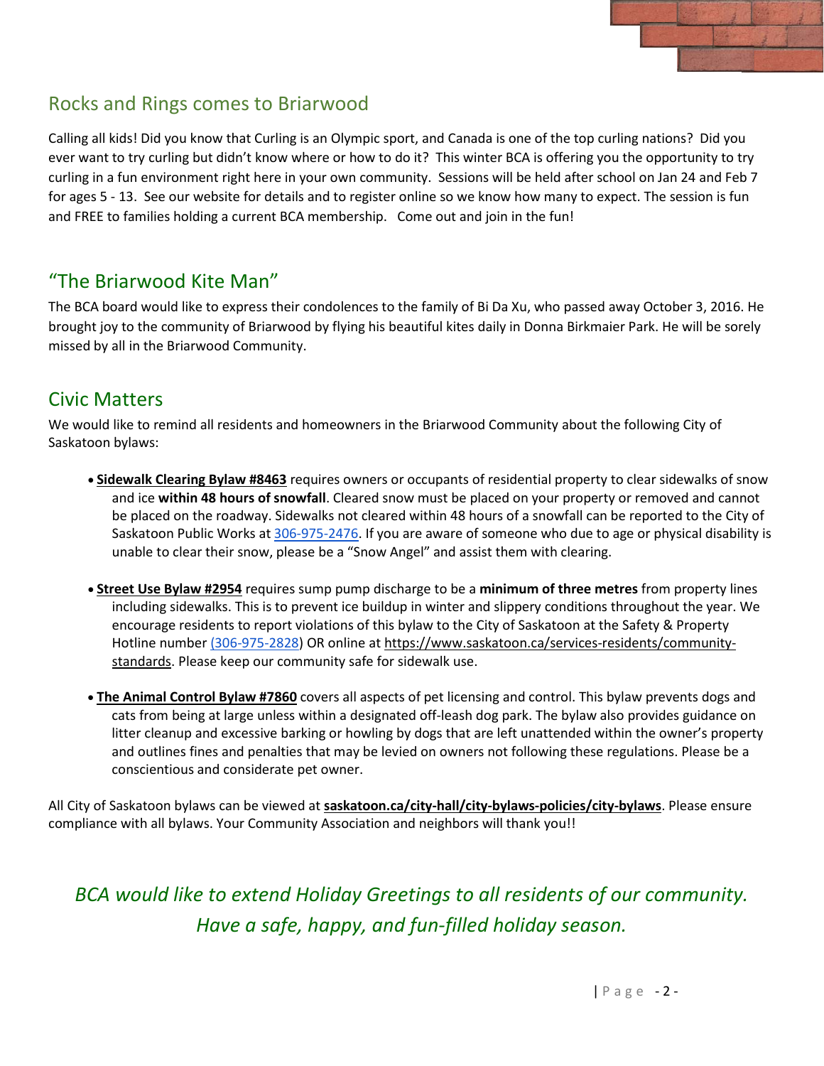## Rocks and Rings comes to Briarwood

Calling all kids! Did you know that Curling is an Olympic sport, and Canada is one of the top curling nations? Did you ever want to try curling but didn't know where or how to do it? This winter BCA is offering you the opportunity to try curling in a fun environment right here in your own community. Sessions will be held after school on Jan 24 and Feb 7 for ages 5 - 13. See our website for details and to register online so we know how many to expect. The session is fun and FREE to families holding a current BCA membership. Come out and join in the fun!

## "The Briarwood Kite Man"

The BCA board would like to express their condolences to the family of Bi Da Xu, who passed away October 3, 2016. He brought joy to the community of Briarwood by flying his beautiful kites daily in Donna Birkmaier Park. He will be sorely missed by all in the Briarwood Community.

## Civic Matters

We would like to remind all residents and homeowners in the Briarwood Community about the following City of Saskatoon bylaws:

- **Sidewalk Clearing Bylaw #8463** requires owners or occupants of residential property to clear sidewalks of snow and ice **within 48 hours of snowfall**. Cleared snow must be placed on your property or removed and cannot be placed on the roadway. Sidewalks not cleared within 48 hours of a snowfall can be reported to the City of Saskatoon Public Works at 306-975-2476. If you are aware of someone who due to age or physical disability is unable to clear their snow, please be a "Snow Angel" and assist them with clearing.

- **Street Use Bylaw #2954** requires sump pump discharge to be a **minimum of three metres** from property lines including sidewalks. This is to prevent ice buildup in winter and slippery conditions throughout the year. We encourage residents to report violations of this bylaw to the City of Saskatoon at the Safety & Property Hotline number (306-975-2828) OR online at https://www.saskatoon.ca/services-residents/community-standards. Please keep our community safe for sidewalk use.

- **The Animal Control Bylaw #7860** covers all aspects of pet licensing and control. This bylaw prevents dogs and cats from being at large unless within a designated off-leash dog park. The bylaw also provides guidance on litter cleanup and excessive barking or howling by dogs that are left unattended within the owner's property and outlines fines and penalties that may be levied on owners not following these regulations. Please be a conscientious and considerate pet owner.

All City of Saskatoon bylaws can be viewed at **saskatoon.ca/city-hall/city-bylaws-policies/city-bylaws**. Please ensure compliance with all bylaws. Your Community Association and neighbors will thank you!!

*BCA would like to extend Holiday Greetings to all residents of our community. Have a safe, happy, and fun-filled holiday season.*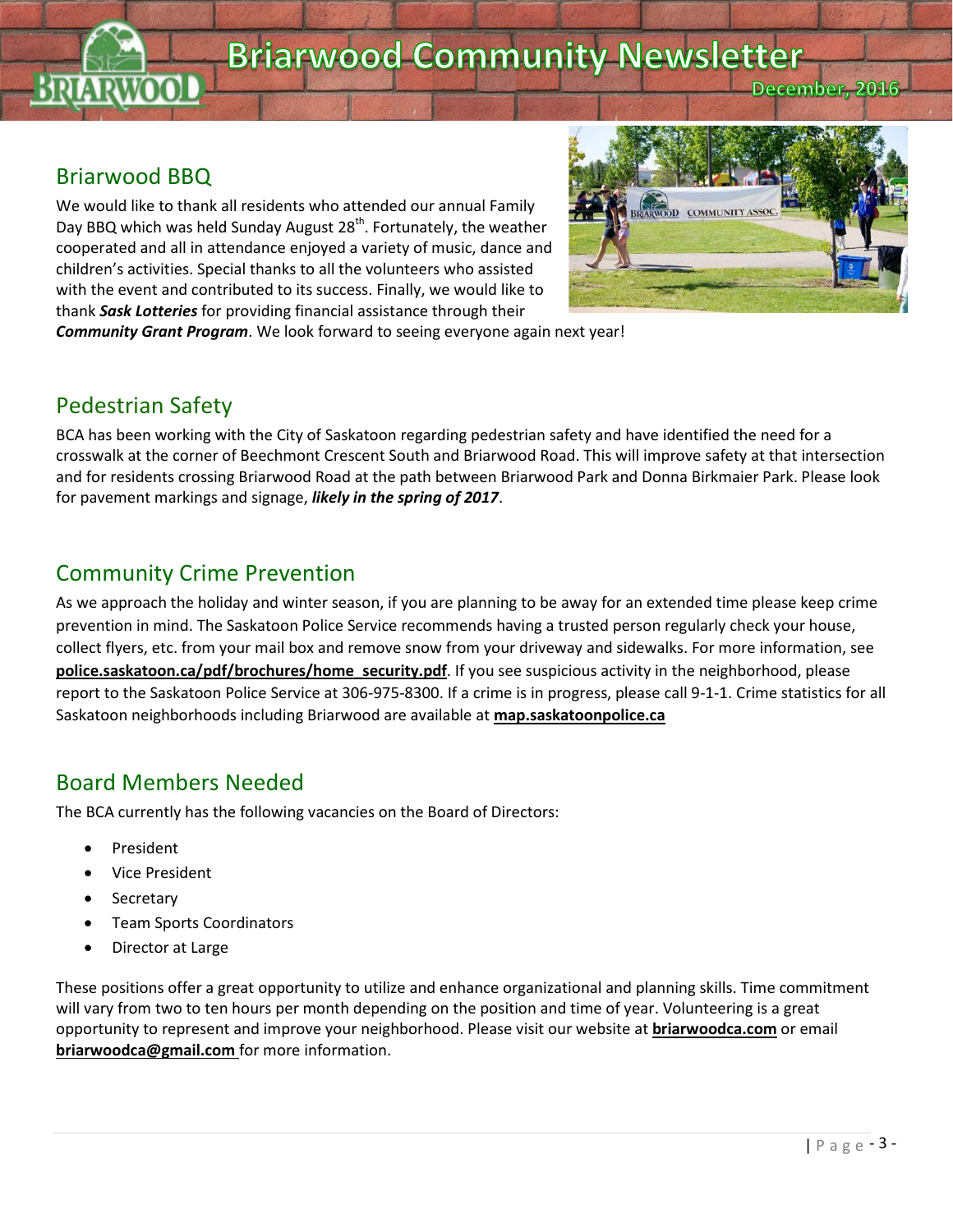# Briarwood Community Newsletter

December, 2016

## Briarwood BBQ

We would like to thank all residents who attended our annual Family Day BBQ which was held Sunday August 28th. Fortunately, the weather cooperated and all in attendance enjoyed a variety of music, dance and children's activities. Special thanks to all the volunteers who assisted with the event and contributed to its success. Finally, we would like to thank ***Sask Lotteries*** for providing financial assistance through their ***Community Grant Program***. We look forward to seeing everyone again next year!

## Pedestrian Safety

BCA has been working with the City of Saskatoon regarding pedestrian safety and have identified the need for a crosswalk at the corner of Beechmont Crescent South and Briarwood Road. This will improve safety at that intersection and for residents crossing Briarwood Road at the path between Briarwood Park and Donna Birkmaier Park. Please look for pavement markings and signage, ***likely in the spring of 2017***.

## Community Crime Prevention

As we approach the holiday and winter season, if you are planning to be away for an extended time please keep crime prevention in mind. The Saskatoon Police Service recommends having a trusted person regularly check your house, collect flyers, etc. from your mail box and remove snow from your driveway and sidewalks. For more information, see **police.saskatoon.ca/pdf/brochures/home_security.pdf**. If you see suspicious activity in the neighborhood, please report to the Saskatoon Police Service at 306-975-8300. If a crime is in progress, please call 9-1-1. Crime statistics for all Saskatoon neighborhoods including Briarwood are available at **map.saskatoonpolice.ca**

## Board Members Needed

The BCA currently has the following vacancies on the Board of Directors:

- President
- Vice President
- Secretary
- Team Sports Coordinators
- Director at Large

These positions offer a great opportunity to utilize and enhance organizational and planning skills. Time commitment will vary from two to ten hours per month depending on the position and time of year. Volunteering is a great opportunity to represent and improve your neighborhood. Please visit our website at **briarwoodca.com** or email **briarwoodca@gmail.com** for more information.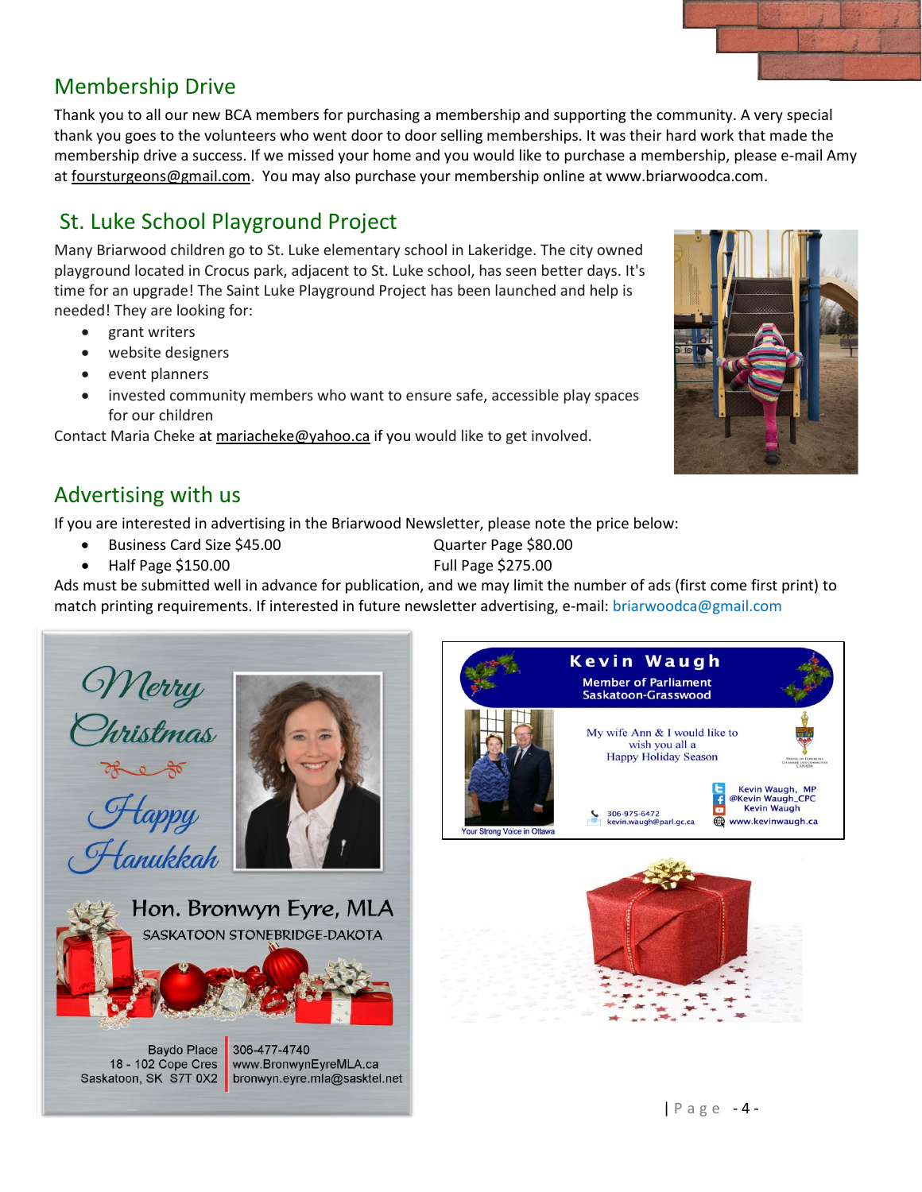## Membership Drive

Thank you to all our new BCA members for purchasing a membership and supporting the community. A very special thank you goes to the volunteers who went door to door selling memberships. It was their hard work that made the membership drive a success. If we missed your home and you would like to purchase a membership, please e-mail Amy at foursturgeons@gmail.com. You may also purchase your membership online at www.briarwoodca.com.

## St. Luke School Playground Project

Many Briarwood children go to St. Luke elementary school in Lakeridge. The city owned playground located in Crocus park, adjacent to St. Luke school, has seen better days. It's time for an upgrade! The Saint Luke Playground Project has been launched and help is needed! They are looking for:

- grant writers
- website designers
- event planners
- invested community members who want to ensure safe, accessible play spaces for our children

Contact Maria Cheke at mariacheke@yahoo.ca if you would like to get involved.

## Advertising with us

If you are interested in advertising in the Briarwood Newsletter, please note the price below:

- Business Card Size $45.00
- Quarter Page $80.00
- Half Page $150.00
- Full Page $275.00

Ads must be submitted well in advance for publication, and we may limit the number of ads (first come first print) to match printing requirements. If interested in future newsletter advertising, e-mail: briarwoodca@gmail.com

Merry Christmas

Happy Hanukkah

Hon. Bronwyn Eyre, MLA

SASKATOON STONEBRIDGE-DAKOTA

Baydo Place
18 - 102 Cope Cres
Saskatoon, SK S7T 0X2

306-477-4740
www.BronwynEyreMLA.ca
bronwyn.eyre.mla@sasktel.net

**Kevin Waugh**

Member of Parliament
Saskatoon-Grasswood

My wife Ann & I would like to wish you all a Happy Holiday Season

Your Strong Voice in Ottawa

306-975-6472
kevin.waugh@parl.gc.ca

Kevin Waugh, MP
@Kevin Waugh_CPC
Kevin Waugh
www.kevinwaugh.ca